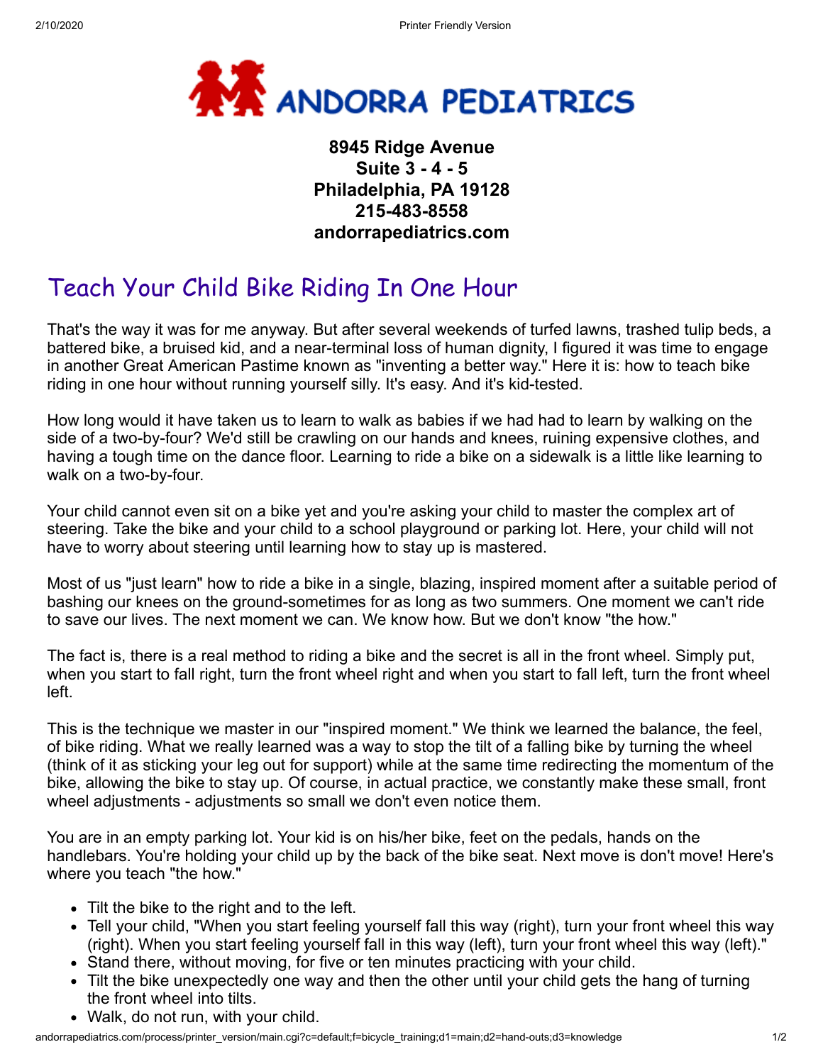# ANDORRA PEDIATRICS

**8945 Ridge Avenue**
**Suite 3 - 4 - 5**
**Philadelphia, PA 19128**
**215-483-8558**
**andorrapediatrics.com**

## Teach Your Child Bike Riding In One Hour

That's the way it was for me anyway. But after several weekends of turfed lawns, trashed tulip beds, a battered bike, a bruised kid, and a near-terminal loss of human dignity, I figured it was time to engage in another Great American Pastime known as "inventing a better way." Here it is: how to teach bike riding in one hour without running yourself silly. It's easy. And it's kid-tested.

How long would it have taken us to learn to walk as babies if we had had to learn by walking on the side of a two-by-four? We'd still be crawling on our hands and knees, ruining expensive clothes, and having a tough time on the dance floor. Learning to ride a bike on a sidewalk is a little like learning to walk on a two-by-four.

Your child cannot even sit on a bike yet and you're asking your child to master the complex art of steering. Take the bike and your child to a school playground or parking lot. Here, your child will not have to worry about steering until learning how to stay up is mastered.

Most of us "just learn" how to ride a bike in a single, blazing, inspired moment after a suitable period of bashing our knees on the ground-sometimes for as long as two summers. One moment we can't ride to save our lives. The next moment we can. We know how. But we don't know "the how."

The fact is, there is a real method to riding a bike and the secret is all in the front wheel. Simply put, when you start to fall right, turn the front wheel right and when you start to fall left, turn the front wheel left.

This is the technique we master in our "inspired moment." We think we learned the balance, the feel, of bike riding. What we really learned was a way to stop the tilt of a falling bike by turning the wheel (think of it as sticking your leg out for support) while at the same time redirecting the momentum of the bike, allowing the bike to stay up. Of course, in actual practice, we constantly make these small, front wheel adjustments - adjustments so small we don't even notice them.

You are in an empty parking lot. Your kid is on his/her bike, feet on the pedals, hands on the handlebars. You're holding your child up by the back of the bike seat. Next move is don't move! Here's where you teach "the how."

- Tilt the bike to the right and to the left.
- Tell your child, "When you start feeling yourself fall this way (right), turn your front wheel this way (right). When you start feeling yourself fall in this way (left), turn your front wheel this way (left)."
- Stand there, without moving, for five or ten minutes practicing with your child.
- Tilt the bike unexpectedly one way and then the other until your child gets the hang of turning the front wheel into tilts.
- Walk, do not run, with your child.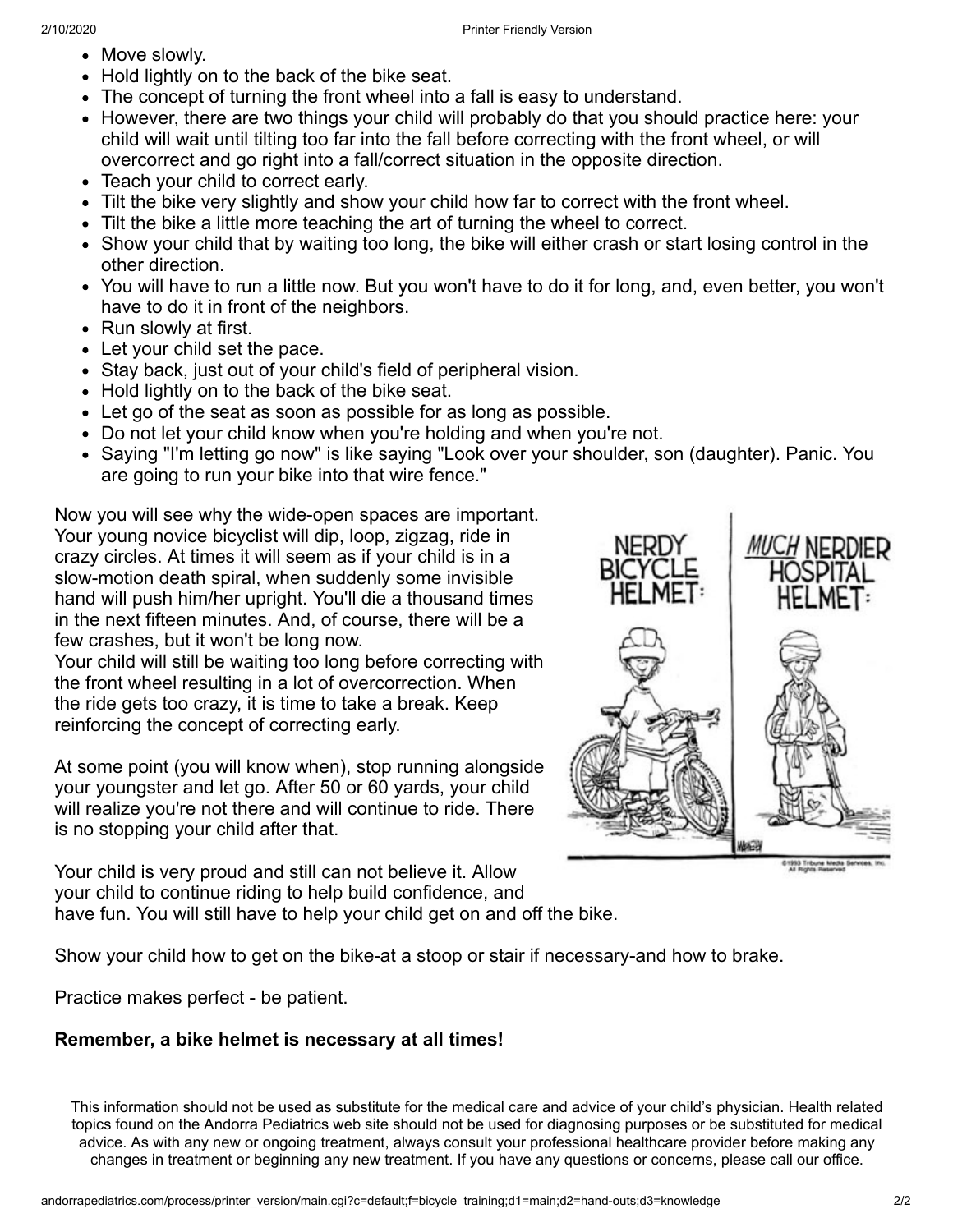- Move slowly.
- Hold lightly on to the back of the bike seat.
- The concept of turning the front wheel into a fall is easy to understand.
- However, there are two things your child will probably do that you should practice here: your child will wait until tilting too far into the fall before correcting with the front wheel, or will overcorrect and go right into a fall/correct situation in the opposite direction.
- Teach your child to correct early.
- Tilt the bike very slightly and show your child how far to correct with the front wheel.
- Tilt the bike a little more teaching the art of turning the wheel to correct.
- Show your child that by waiting too long, the bike will either crash or start losing control in the other direction.
- You will have to run a little now. But you won't have to do it for long, and, even better, you won't have to do it in front of the neighbors.
- Run slowly at first.
- Let your child set the pace.
- Stay back, just out of your child's field of peripheral vision.
- Hold lightly on to the back of the bike seat.
- Let go of the seat as soon as possible for as long as possible.
- Do not let your child know when you're holding and when you're not.
- Saying "I'm letting go now" is like saying "Look over your shoulder, son (daughter). Panic. You are going to run your bike into that wire fence."

Now you will see why the wide-open spaces are important. Your young novice bicyclist will dip, loop, zigzag, ride in crazy circles. At times it will seem as if your child is in a slow-motion death spiral, when suddenly some invisible hand will push him/her upright. You'll die a thousand times in the next fifteen minutes. And, of course, there will be a few crashes, but it won't be long now.
Your child will still be waiting too long before correcting with the front wheel resulting in a lot of overcorrection. When the ride gets too crazy, it is time to take a break. Keep reinforcing the concept of correcting early.

At some point (you will know when), stop running alongside your youngster and let go. After 50 or 60 yards, your child will realize you're not there and will continue to ride. There is no stopping your child after that.

Your child is very proud and still can not believe it. Allow your child to continue riding to help build confidence, and have fun. You will still have to help your child get on and off the bike.

Show your child how to get on the bike-at a stoop or stair if necessary-and how to brake.

Practice makes perfect - be patient.

**Remember, a bike helmet is necessary at all times!**

This information should not be used as substitute for the medical care and advice of your child's physician. Health related topics found on the Andorra Pediatrics web site should not be used for diagnosing purposes or be substituted for medical advice. As with any new or ongoing treatment, always consult your professional healthcare provider before making any changes in treatment or beginning any new treatment. If you have any questions or concerns, please call our office.